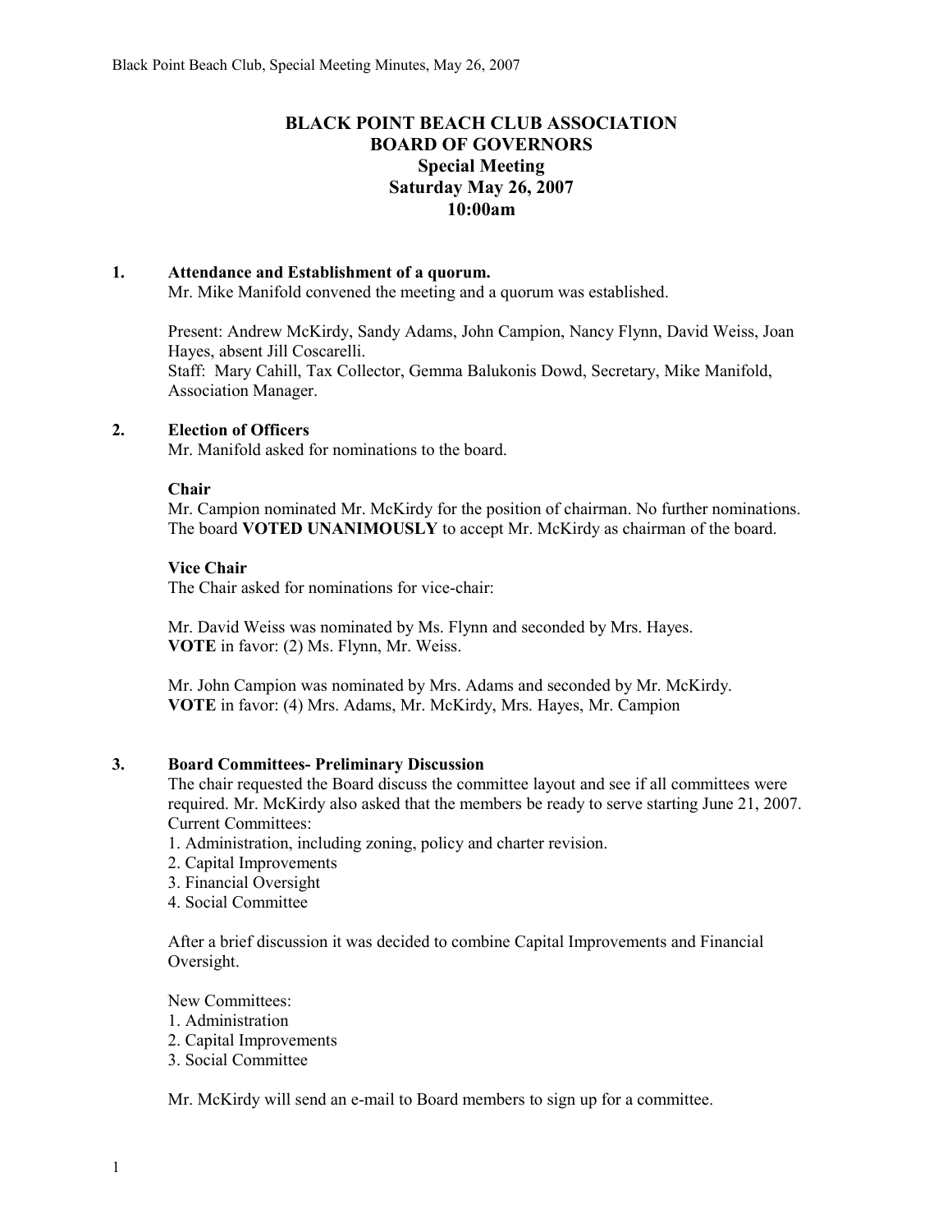# BLACK POINT BEACH CLUB ASSOCIATION
## BOARD OF GOVERNORS
### Special Meeting
### Saturday May 26, 2007
### 10:00am

**1. Attendance and Establishment of a quorum.**

Mr. Mike Manifold convened the meeting and a quorum was established.

Present: Andrew McKirdy, Sandy Adams, John Campion, Nancy Flynn, David Weiss, Joan Hayes, absent Jill Coscarelli.
Staff: Mary Cahill, Tax Collector, Gemma Balukonis Dowd, Secretary, Mike Manifold, Association Manager.

**2. Election of Officers**

Mr. Manifold asked for nominations to the board.

**Chair**

Mr. Campion nominated Mr. McKirdy for the position of chairman. No further nominations. The board **VOTED UNANIMOUSLY** to accept Mr. McKirdy as chairman of the board.

**Vice Chair**

The Chair asked for nominations for vice-chair:

Mr. David Weiss was nominated by Ms. Flynn and seconded by Mrs. Hayes.
**VOTE** in favor: (2) Ms. Flynn, Mr. Weiss.

Mr. John Campion was nominated by Mrs. Adams and seconded by Mr. McKirdy.
**VOTE** in favor: (4) Mrs. Adams, Mr. McKirdy, Mrs. Hayes, Mr. Campion

**3. Board Committees- Preliminary Discussion**

The chair requested the Board discuss the committee layout and see if all committees were required. Mr. McKirdy also asked that the members be ready to serve starting June 21, 2007.
Current Committees:
1. Administration, including zoning, policy and charter revision.
2. Capital Improvements
3. Financial Oversight
4. Social Committee

After a brief discussion it was decided to combine Capital Improvements and Financial Oversight.

New Committees:
1. Administration
2. Capital Improvements
3. Social Committee

Mr. McKirdy will send an e-mail to Board members to sign up for a committee.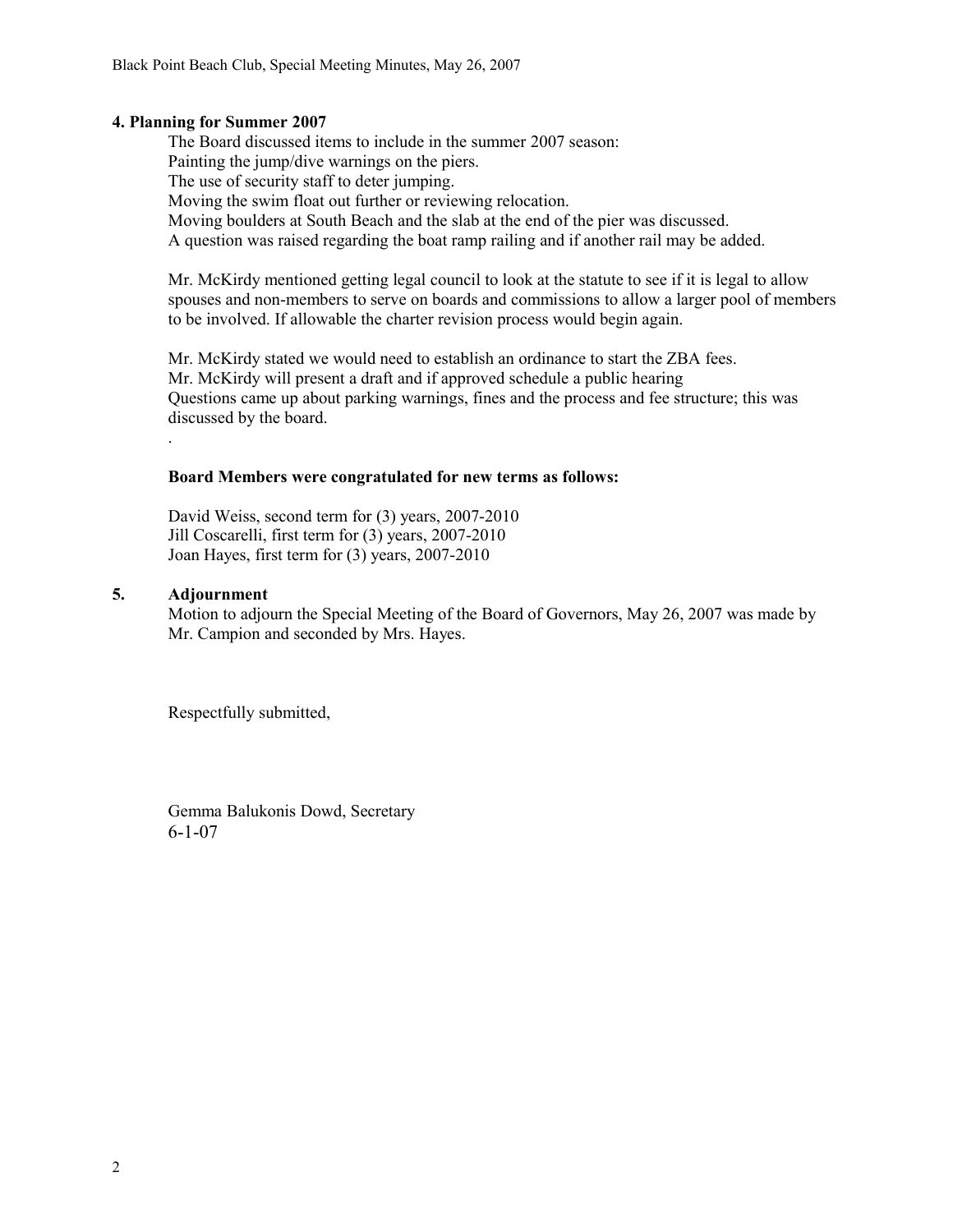## 4. Planning for Summer 2007

The Board discussed items to include in the summer 2007 season:
Painting the jump/dive warnings on the piers.
The use of security staff to deter jumping.
Moving the swim float out further or reviewing relocation.
Moving boulders at South Beach and the slab at the end of the pier was discussed.
A question was raised regarding the boat ramp railing and if another rail may be added.

Mr. McKirdy mentioned getting legal council to look at the statute to see if it is legal to allow spouses and non-members to serve on boards and commissions to allow a larger pool of members to be involved. If allowable the charter revision process would begin again.

Mr. McKirdy stated we would need to establish an ordinance to start the ZBA fees.
Mr. McKirdy will present a draft and if approved schedule a public hearing
Questions came up about parking warnings, fines and the process and fee structure; this was discussed by the board.
.

**Board Members were congratulated for new terms as follows:**

David Weiss, second term for (3) years, 2007-2010
Jill Coscarelli, first term for (3) years, 2007-2010
Joan Hayes, first term for (3) years, 2007-2010

## 5. Adjournment

Motion to adjourn the Special Meeting of the Board of Governors, May 26, 2007 was made by Mr. Campion and seconded by Mrs. Hayes.

Respectfully submitted,

Gemma Balukonis Dowd, Secretary
6-1-07